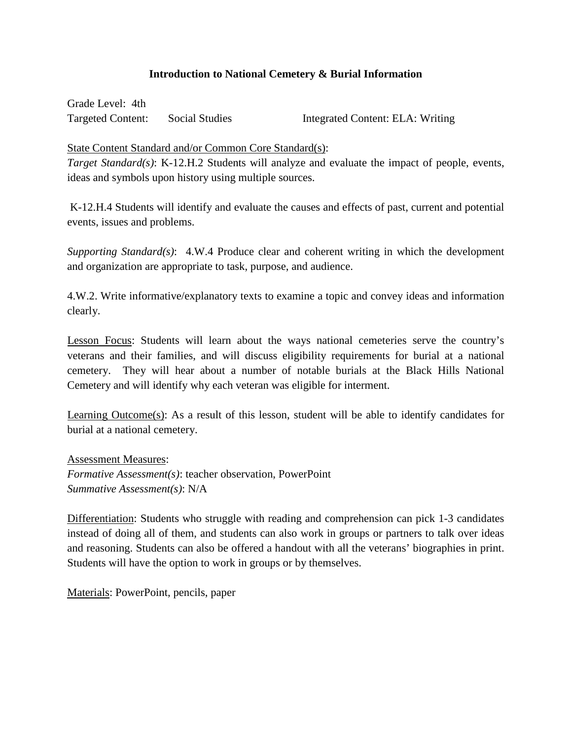# Introduction to National Cemetery & Burial Information

Grade Level: 4th

Targeted Content: Social Studies    Integrated Content: ELA: Writing

State Content Standard and/or Common Core Standard(s):

*Target Standard(s)*: K-12.H.2 Students will analyze and evaluate the impact of people, events, ideas and symbols upon history using multiple sources.

K-12.H.4 Students will identify and evaluate the causes and effects of past, current and potential events, issues and problems.

*Supporting Standard(s)*: 4.W.4 Produce clear and coherent writing in which the development and organization are appropriate to task, purpose, and audience.

4.W.2. Write informative/explanatory texts to examine a topic and convey ideas and information clearly.

Lesson Focus: Students will learn about the ways national cemeteries serve the country's veterans and their families, and will discuss eligibility requirements for burial at a national cemetery. They will hear about a number of notable burials at the Black Hills National Cemetery and will identify why each veteran was eligible for interment.

Learning Outcome(s): As a result of this lesson, student will be able to identify candidates for burial at a national cemetery.

Assessment Measures:

*Formative Assessment(s)*: teacher observation, PowerPoint

*Summative Assessment(s)*: N/A

Differentiation: Students who struggle with reading and comprehension can pick 1-3 candidates instead of doing all of them, and students can also work in groups or partners to talk over ideas and reasoning. Students can also be offered a handout with all the veterans' biographies in print. Students will have the option to work in groups or by themselves.

Materials: PowerPoint, pencils, paper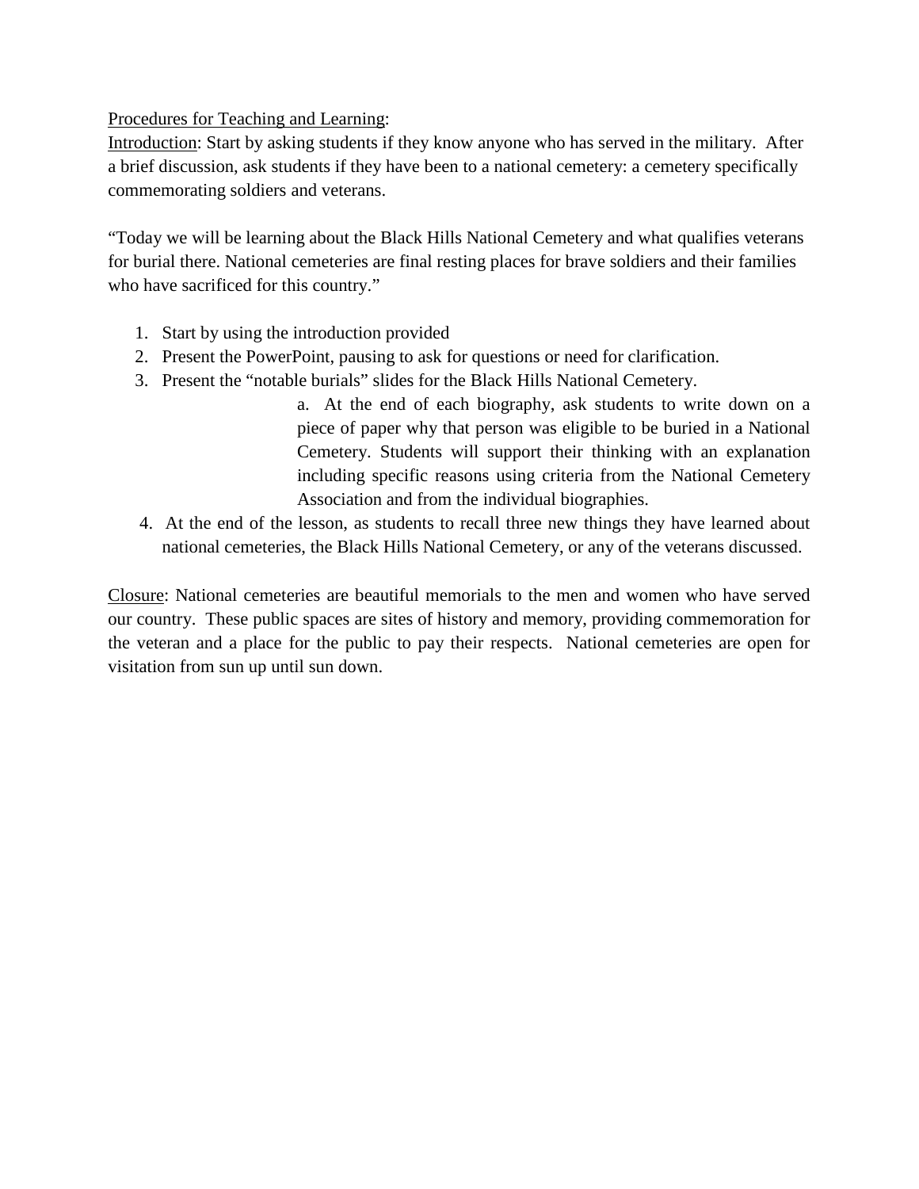Procedures for Teaching and Learning:

Introduction: Start by asking students if they know anyone who has served in the military. After a brief discussion, ask students if they have been to a national cemetery: a cemetery specifically commemorating soldiers and veterans.

"Today we will be learning about the Black Hills National Cemetery and what qualifies veterans for burial there. National cemeteries are final resting places for brave soldiers and their families who have sacrificed for this country."

1. Start by using the introduction provided
2. Present the PowerPoint, pausing to ask for questions or need for clarification.
3. Present the "notable burials" slides for the Black Hills National Cemetery.
    a. At the end of each biography, ask students to write down on a piece of paper why that person was eligible to be buried in a National Cemetery. Students will support their thinking with an explanation including specific reasons using criteria from the National Cemetery Association and from the individual biographies.
4. At the end of the lesson, as students to recall three new things they have learned about national cemeteries, the Black Hills National Cemetery, or any of the veterans discussed.

Closure: National cemeteries are beautiful memorials to the men and women who have served our country. These public spaces are sites of history and memory, providing commemoration for the veteran and a place for the public to pay their respects. National cemeteries are open for visitation from sun up until sun down.